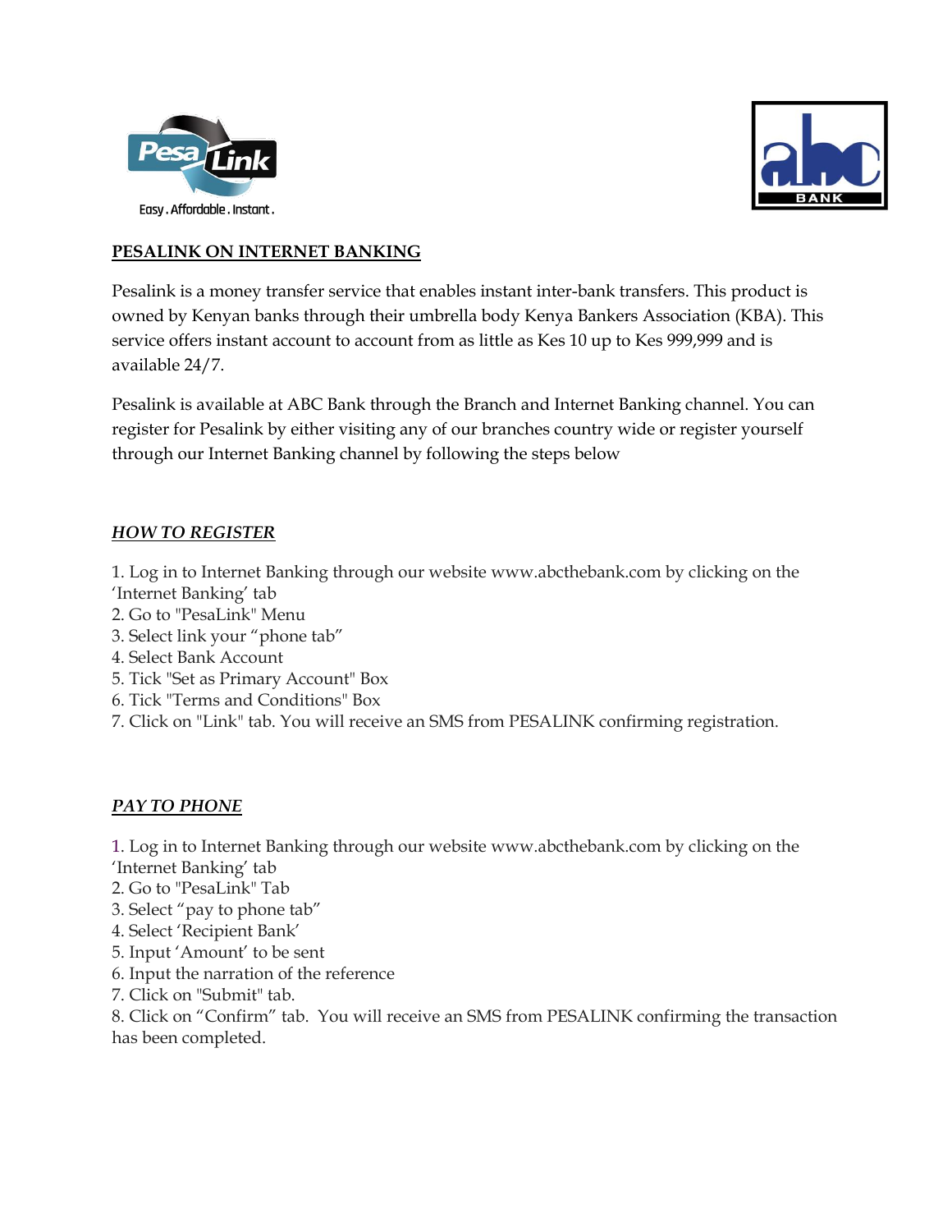## PESALINK ON INTERNET BANKING

Pesalink is a money transfer service that enables instant inter-bank transfers. This product is owned by Kenyan banks through their umbrella body Kenya Bankers Association (KBA). This service offers instant account to account from as little as Kes 10 up to Kes 999,999 and is available 24/7.

Pesalink is available at ABC Bank through the Branch and Internet Banking channel. You can register for Pesalink by either visiting any of our branches country wide or register yourself through our Internet Banking channel by following the steps below

### *HOW TO REGISTER*

1. Log in to Internet Banking through our website www.abcthebank.com by clicking on the 'Internet Banking' tab
2. Go to "PesaLink" Menu
3. Select link your "phone tab"
4. Select Bank Account
5. Tick "Set as Primary Account" Box
6. Tick "Terms and Conditions" Box
7. Click on "Link" tab. You will receive an SMS from PESALINK confirming registration.

### *PAY TO PHONE*

1. Log in to Internet Banking through our website www.abcthebank.com by clicking on the 'Internet Banking' tab
2. Go to "PesaLink" Tab
3. Select "pay to phone tab"
4. Select 'Recipient Bank'
5. Input 'Amount' to be sent
6. Input the narration of the reference
7. Click on "Submit" tab.
8. Click on "Confirm" tab. You will receive an SMS from PESALINK confirming the transaction has been completed.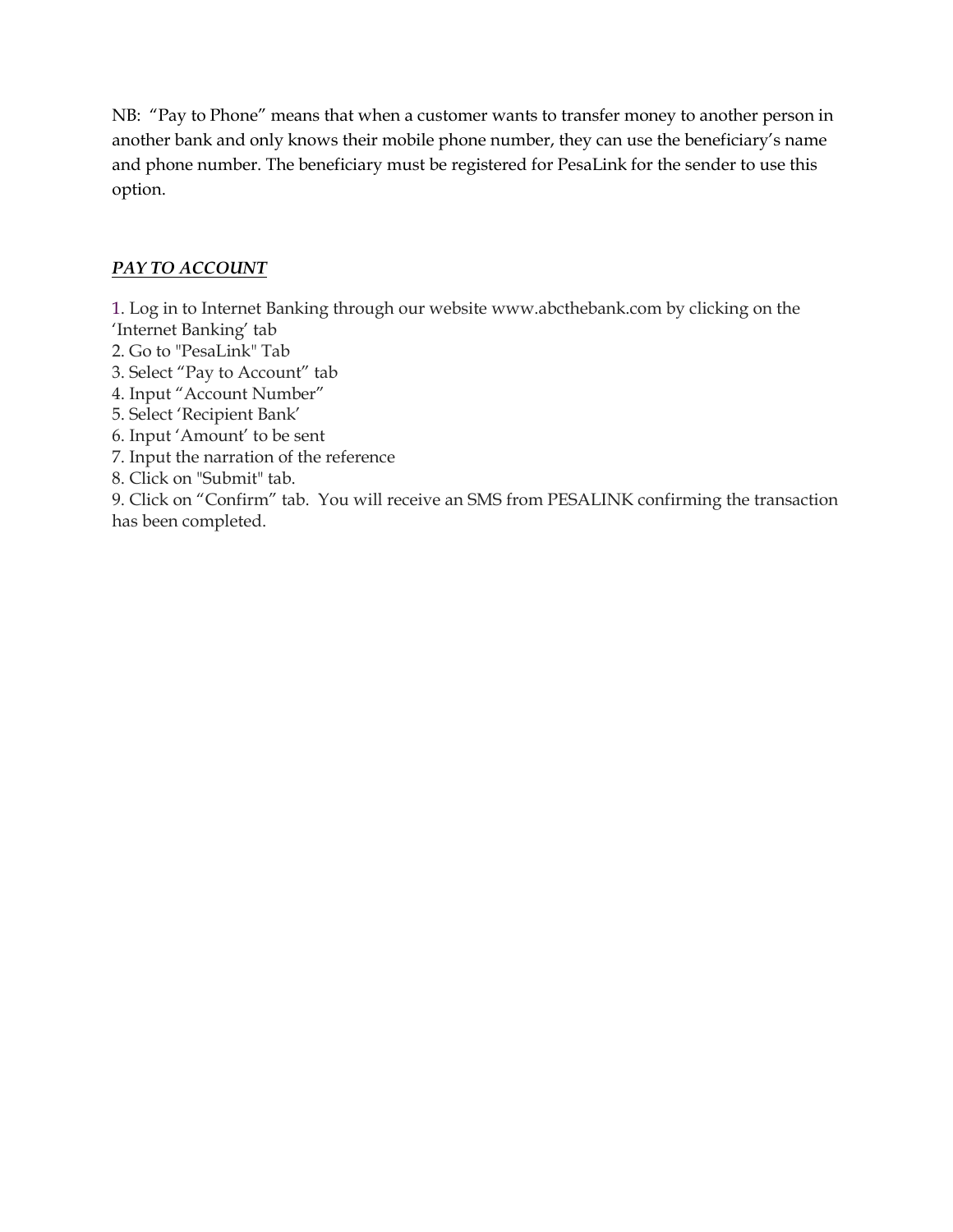NB: "Pay to Phone" means that when a customer wants to transfer money to another person in another bank and only knows their mobile phone number, they can use the beneficiary's name and phone number. The beneficiary must be registered for PesaLink for the sender to use this option.

***PAY TO ACCOUNT***

1. Log in to Internet Banking through our website www.abcthebank.com by clicking on the 'Internet Banking' tab
2. Go to "PesaLink" Tab
3. Select "Pay to Account" tab
4. Input "Account Number"
5. Select 'Recipient Bank'
6. Input 'Amount' to be sent
7. Input the narration of the reference
8. Click on "Submit" tab.
9. Click on "Confirm" tab. You will receive an SMS from PESALINK confirming the transaction has been completed.